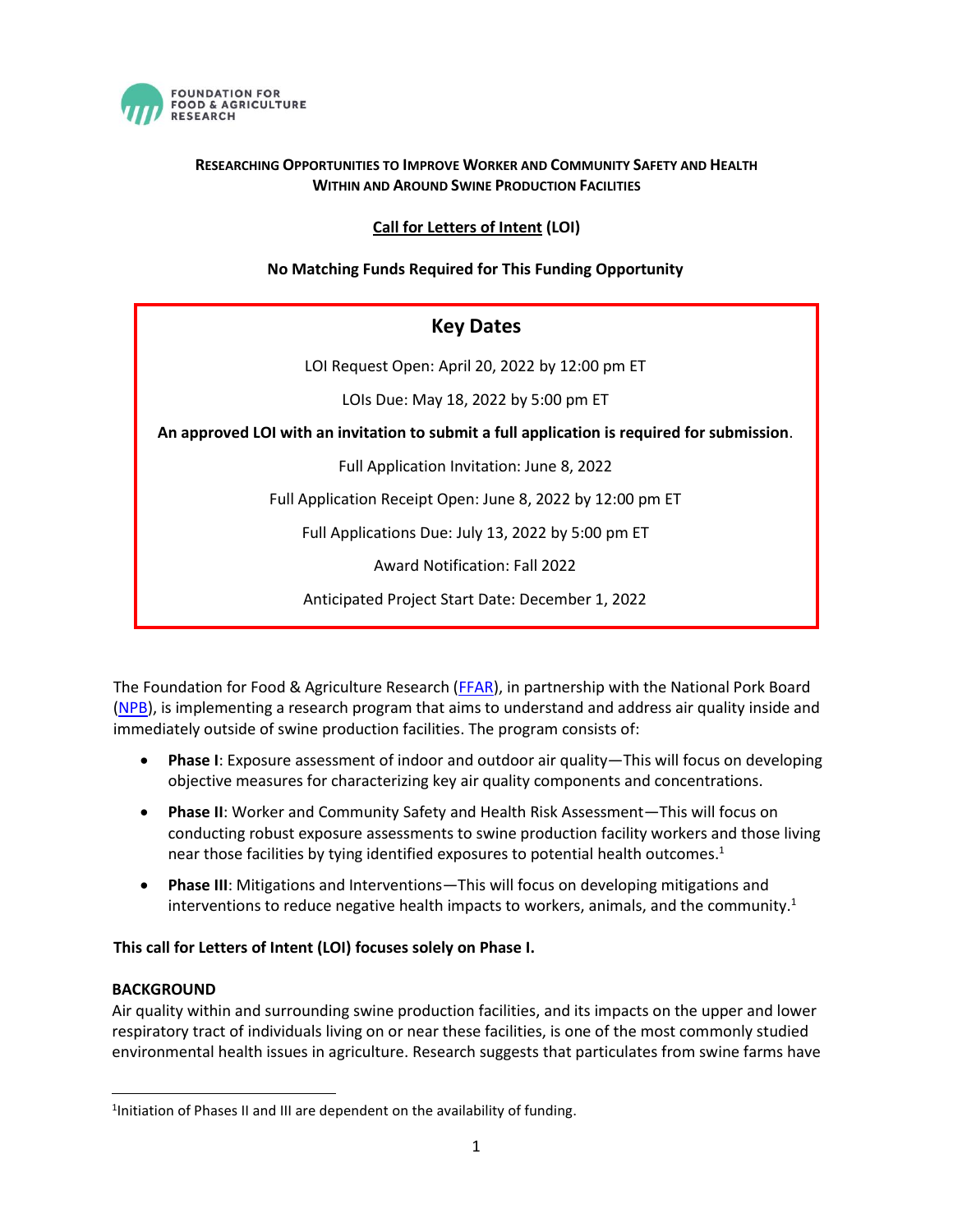**Foundation for Food & Agriculture Research**

# Researching Opportunities to Improve Worker and Community Safety and Health Within and Around Swine Production Facilities

**Call for Letters of Intent (LOI)**

**No Matching Funds Required for This Funding Opportunity**

## Key Dates

LOI Request Open: April 20, 2022 by 12:00 pm ET

LOIs Due: May 18, 2022 by 5:00 pm ET

**An approved LOI with an invitation to submit a full application is required for submission**.

Full Application Invitation: June 8, 2022

Full Application Receipt Open: June 8, 2022 by 12:00 pm ET

Full Applications Due: July 13, 2022 by 5:00 pm ET

Award Notification: Fall 2022

Anticipated Project Start Date: December 1, 2022

The Foundation for Food & Agriculture Research (FFAR), in partnership with the National Pork Board (NPB), is implementing a research program that aims to understand and address air quality inside and immediately outside of swine production facilities. The program consists of:

- **Phase I**: Exposure assessment of indoor and outdoor air quality—This will focus on developing objective measures for characterizing key air quality components and concentrations.
- **Phase II**: Worker and Community Safety and Health Risk Assessment—This will focus on conducting robust exposure assessments to swine production facility workers and those living near those facilities by tying identified exposures to potential health outcomes.[1]
- **Phase III**: Mitigations and Interventions—This will focus on developing mitigations and interventions to reduce negative health impacts to workers, animals, and the community.[1]

**This call for Letters of Intent (LOI) focuses solely on Phase I.**

## BACKGROUND

Air quality within and surrounding swine production facilities, and its impacts on the upper and lower respiratory tract of individuals living on or near these facilities, is one of the most commonly studied environmental health issues in agriculture. Research suggests that particulates from swine farms have

[1] Initiation of Phases II and III are dependent on the availability of funding.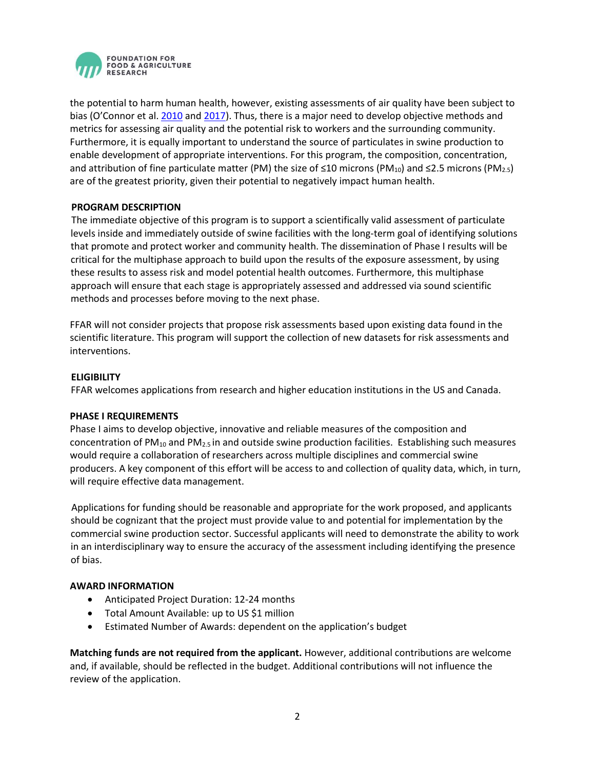the potential to harm human health, however, existing assessments of air quality have been subject to bias (O'Connor et al. 2010 and 2017). Thus, there is a major need to develop objective methods and metrics for assessing air quality and the potential risk to workers and the surrounding community. Furthermore, it is equally important to understand the source of particulates in swine production to enable development of appropriate interventions. For this program, the composition, concentration, and attribution of fine particulate matter (PM) the size of ≤10 microns ($PM_{10}$) and ≤2.5 microns ($PM_{2.5}$) are of the greatest priority, given their potential to negatively impact human health.

## PROGRAM DESCRIPTION

The immediate objective of this program is to support a scientifically valid assessment of particulate levels inside and immediately outside of swine facilities with the long-term goal of identifying solutions that promote and protect worker and community health. The dissemination of Phase I results will be critical for the multiphase approach to build upon the results of the exposure assessment, by using these results to assess risk and model potential health outcomes. Furthermore, this multiphase approach will ensure that each stage is appropriately assessed and addressed via sound scientific methods and processes before moving to the next phase.

FFAR will not consider projects that propose risk assessments based upon existing data found in the scientific literature. This program will support the collection of new datasets for risk assessments and interventions.

## ELIGIBILITY

FFAR welcomes applications from research and higher education institutions in the US and Canada.

## PHASE I REQUIREMENTS

Phase I aims to develop objective, innovative and reliable measures of the composition and concentration of $PM_{10}$ and $PM_{2.5}$ in and outside swine production facilities. Establishing such measures would require a collaboration of researchers across multiple disciplines and commercial swine producers. A key component of this effort will be access to and collection of quality data, which, in turn, will require effective data management.

Applications for funding should be reasonable and appropriate for the work proposed, and applicants should be cognizant that the project must provide value to and potential for implementation by the commercial swine production sector. Successful applicants will need to demonstrate the ability to work in an interdisciplinary way to ensure the accuracy of the assessment including identifying the presence of bias.

## AWARD INFORMATION

- Anticipated Project Duration: 12-24 months
- Total Amount Available: up to US $1 million
- Estimated Number of Awards: dependent on the application's budget

**Matching funds are not required from the applicant.** However, additional contributions are welcome and, if available, should be reflected in the budget. Additional contributions will not influence the review of the application.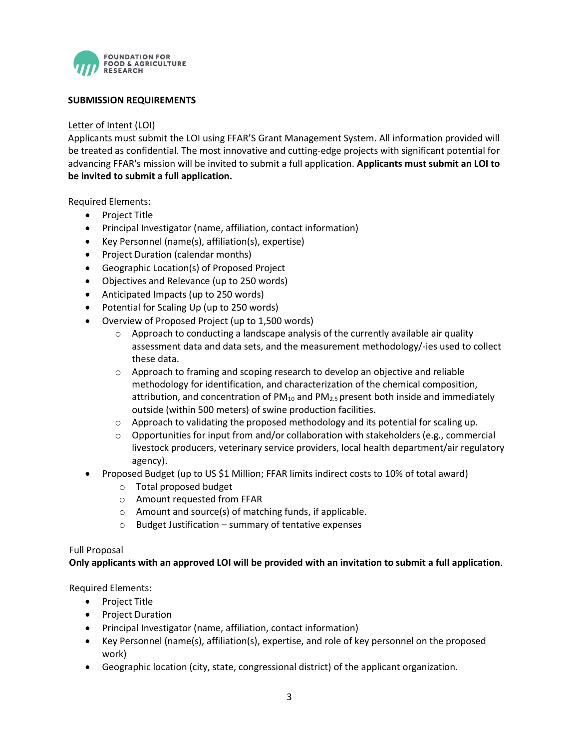**SUBMISSION REQUIREMENTS**

Letter of Intent (LOI)

Applicants must submit the LOI using FFAR'S Grant Management System. All information provided will be treated as confidential. The most innovative and cutting-edge projects with significant potential for advancing FFAR's mission will be invited to submit a full application. **Applicants must submit an LOI to be invited to submit a full application.**

Required Elements:

- Project Title
- Principal Investigator (name, affiliation, contact information)
- Key Personnel (name(s), affiliation(s), expertise)
- Project Duration (calendar months)
- Geographic Location(s) of Proposed Project
- Objectives and Relevance (up to 250 words)
- Anticipated Impacts (up to 250 words)
- Potential for Scaling Up (up to 250 words)
- Overview of Proposed Project (up to 1,500 words)
    - Approach to conducting a landscape analysis of the currently available air quality assessment data and data sets, and the measurement methodology/-ies used to collect these data.
    - Approach to framing and scoping research to develop an objective and reliable methodology for identification, and characterization of the chemical composition, attribution, and concentration of $PM_{10}$ and $PM_{2.5}$ present both inside and immediately outside (within 500 meters) of swine production facilities.
    - Approach to validating the proposed methodology and its potential for scaling up.
    - Opportunities for input from and/or collaboration with stakeholders (e.g., commercial livestock producers, veterinary service providers, local health department/air regulatory agency).
- Proposed Budget (up to US $1 Million; FFAR limits indirect costs to 10% of total award)
    - Total proposed budget
    - Amount requested from FFAR
    - Amount and source(s) of matching funds, if applicable.
    - Budget Justification – summary of tentative expenses

Full Proposal

**Only applicants with an approved LOI will be provided with an invitation to submit a full application**.

Required Elements:

- Project Title
- Project Duration
- Principal Investigator (name, affiliation, contact information)
- Key Personnel (name(s), affiliation(s), expertise, and role of key personnel on the proposed work)
- Geographic location (city, state, congressional district) of the applicant organization.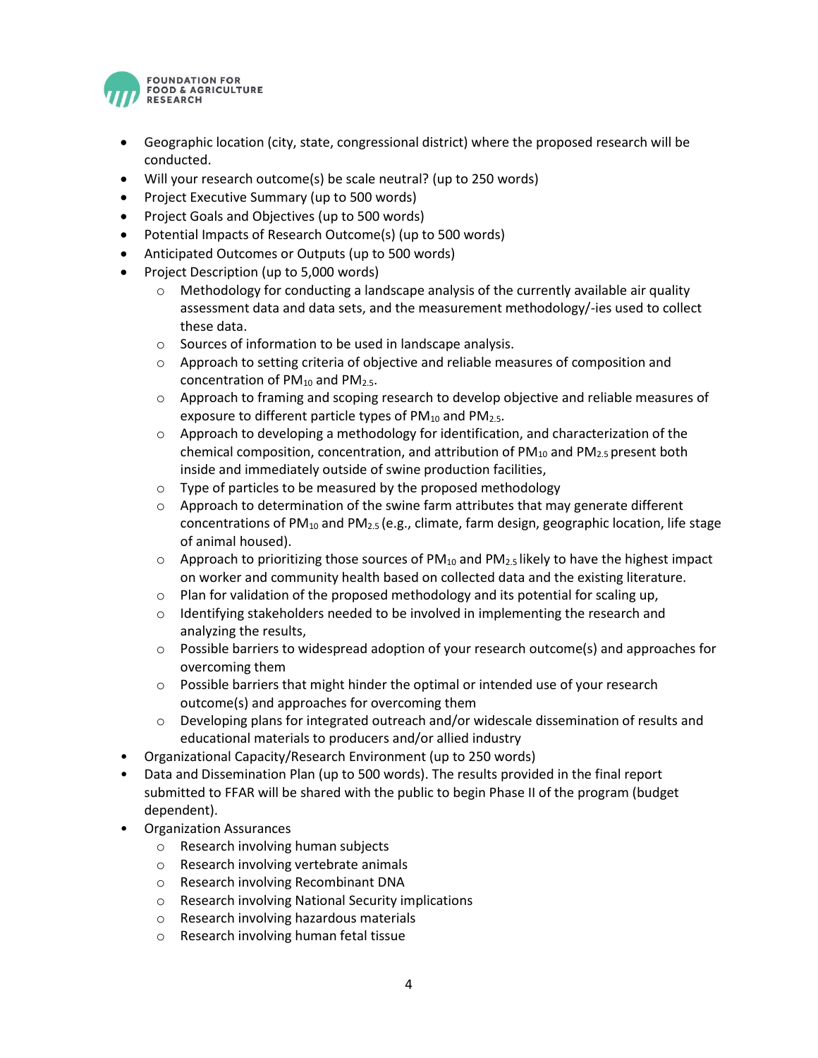- Geographic location (city, state, congressional district) where the proposed research will be conducted.
- Will your research outcome(s) be scale neutral? (up to 250 words)
- Project Executive Summary (up to 500 words)
- Project Goals and Objectives (up to 500 words)
- Potential Impacts of Research Outcome(s) (up to 500 words)
- Anticipated Outcomes or Outputs (up to 500 words)
- Project Description (up to 5,000 words)
  - Methodology for conducting a landscape analysis of the currently available air quality assessment data and data sets, and the measurement methodology/-ies used to collect these data.
  - Sources of information to be used in landscape analysis.
  - Approach to setting criteria of objective and reliable measures of composition and concentration of $PM_{10}$ and $PM_{2.5}$.
  - Approach to framing and scoping research to develop objective and reliable measures of exposure to different particle types of $PM_{10}$ and $PM_{2.5}$.
  - Approach to developing a methodology for identification, and characterization of the chemical composition, concentration, and attribution of $PM_{10}$ and $PM_{2.5}$ present both inside and immediately outside of swine production facilities,
  - Type of particles to be measured by the proposed methodology
  - Approach to determination of the swine farm attributes that may generate different concentrations of $PM_{10}$ and $PM_{2.5}$ (e.g., climate, farm design, geographic location, life stage of animal housed).
  - Approach to prioritizing those sources of $PM_{10}$ and $PM_{2.5}$ likely to have the highest impact on worker and community health based on collected data and the existing literature.
  - Plan for validation of the proposed methodology and its potential for scaling up,
  - Identifying stakeholders needed to be involved in implementing the research and analyzing the results,
  - Possible barriers to widespread adoption of your research outcome(s) and approaches for overcoming them
  - Possible barriers that might hinder the optimal or intended use of your research outcome(s) and approaches for overcoming them
  - Developing plans for integrated outreach and/or widescale dissemination of results and educational materials to producers and/or allied industry
- Organizational Capacity/Research Environment (up to 250 words)
- Data and Dissemination Plan (up to 500 words). The results provided in the final report submitted to FFAR will be shared with the public to begin Phase II of the program (budget dependent).
- Organization Assurances
  - Research involving human subjects
  - Research involving vertebrate animals
  - Research involving Recombinant DNA
  - Research involving National Security implications
  - Research involving hazardous materials
  - Research involving human fetal tissue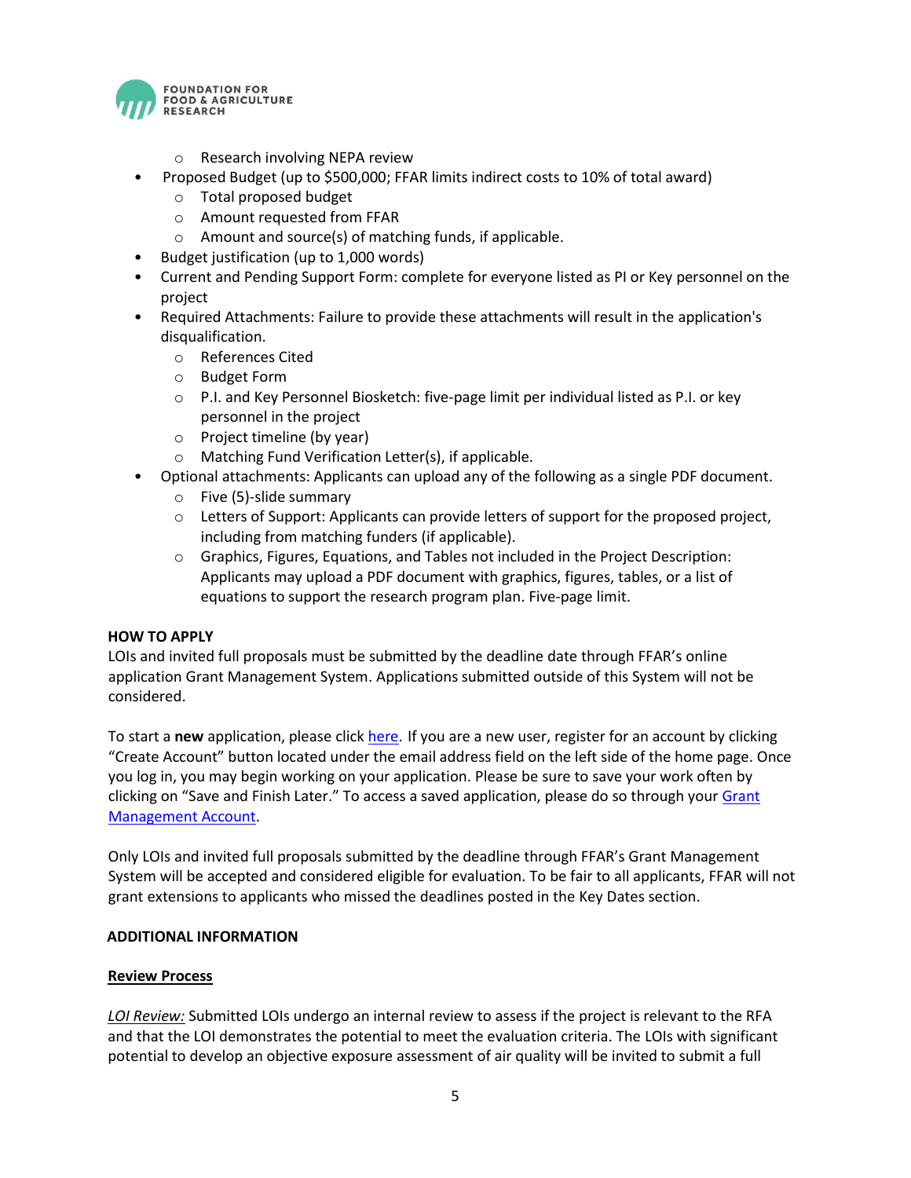- Research involving NEPA review
- Proposed Budget (up to $500,000; FFAR limits indirect costs to 10% of total award)
  - Total proposed budget
  - Amount requested from FFAR
  - Amount and source(s) of matching funds, if applicable.
- Budget justification (up to 1,000 words)
- Current and Pending Support Form: complete for everyone listed as PI or Key personnel on the project
- Required Attachments: Failure to provide these attachments will result in the application's disqualification.
  - References Cited
  - Budget Form
  - P.I. and Key Personnel Biosketch: five-page limit per individual listed as P.I. or key personnel in the project
  - Project timeline (by year)
  - Matching Fund Verification Letter(s), if applicable.
- Optional attachments: Applicants can upload any of the following as a single PDF document.
  - Five (5)-slide summary
  - Letters of Support: Applicants can provide letters of support for the proposed project, including from matching funders (if applicable).
  - Graphics, Figures, Equations, and Tables not included in the Project Description: Applicants may upload a PDF document with graphics, figures, tables, or a list of equations to support the research program plan. Five-page limit.

**HOW TO APPLY**

LOIs and invited full proposals must be submitted by the deadline date through FFAR's online application Grant Management System. Applications submitted outside of this System will not be considered.

To start a **new** application, please click here. If you are a new user, register for an account by clicking "Create Account" button located under the email address field on the left side of the home page. Once you log in, you may begin working on your application. Please be sure to save your work often by clicking on "Save and Finish Later." To access a saved application, please do so through your Grant Management Account.

Only LOIs and invited full proposals submitted by the deadline through FFAR's Grant Management System will be accepted and considered eligible for evaluation. To be fair to all applicants, FFAR will not grant extensions to applicants who missed the deadlines posted in the Key Dates section.

**ADDITIONAL INFORMATION**

**Review Process**

*LOI Review:* Submitted LOIs undergo an internal review to assess if the project is relevant to the RFA and that the LOI demonstrates the potential to meet the evaluation criteria. The LOIs with significant potential to develop an objective exposure assessment of air quality will be invited to submit a full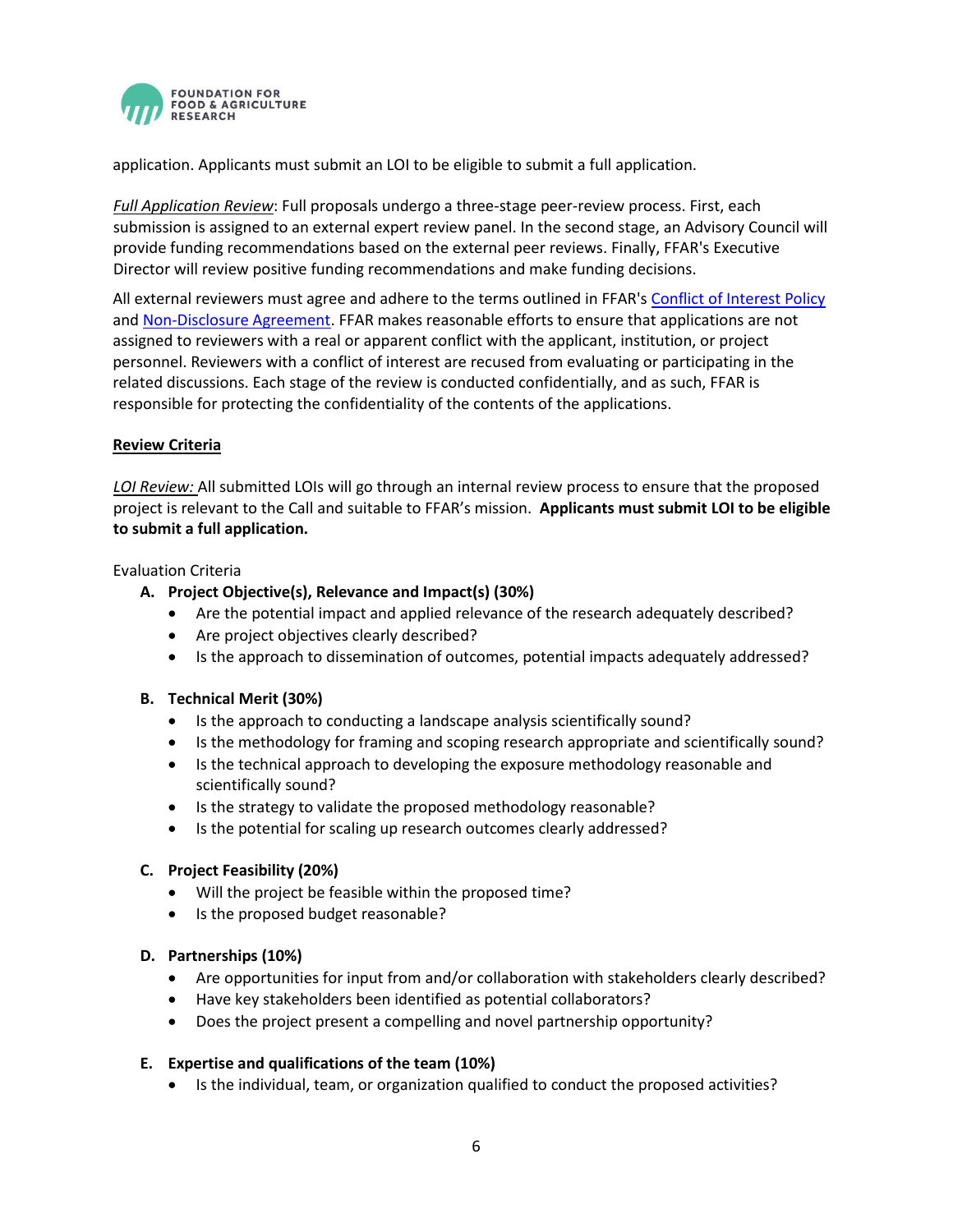application. Applicants must submit an LOI to be eligible to submit a full application.

*Full Application Review*: Full proposals undergo a three-stage peer-review process. First, each submission is assigned to an external expert review panel. In the second stage, an Advisory Council will provide funding recommendations based on the external peer reviews. Finally, FFAR's Executive Director will review positive funding recommendations and make funding decisions.

All external reviewers must agree and adhere to the terms outlined in FFAR's Conflict of Interest Policy and Non-Disclosure Agreement. FFAR makes reasonable efforts to ensure that applications are not assigned to reviewers with a real or apparent conflict with the applicant, institution, or project personnel. Reviewers with a conflict of interest are recused from evaluating or participating in the related discussions. Each stage of the review is conducted confidentially, and as such, FFAR is responsible for protecting the confidentiality of the contents of the applications.

**Review Criteria**

*LOI Review:* All submitted LOIs will go through an internal review process to ensure that the proposed project is relevant to the Call and suitable to FFAR's mission. **Applicants must submit LOI to be eligible to submit a full application.**

Evaluation Criteria

A. **Project Objective(s), Relevance and Impact(s) (30%)**
   - Are the potential impact and applied relevance of the research adequately described?
   - Are project objectives clearly described?
   - Is the approach to dissemination of outcomes, potential impacts adequately addressed?

B. **Technical Merit (30%)**
   - Is the approach to conducting a landscape analysis scientifically sound?
   - Is the methodology for framing and scoping research appropriate and scientifically sound?
   - Is the technical approach to developing the exposure methodology reasonable and scientifically sound?
   - Is the strategy to validate the proposed methodology reasonable?
   - Is the potential for scaling up research outcomes clearly addressed?

C. **Project Feasibility (20%)**
   - Will the project be feasible within the proposed time?
   - Is the proposed budget reasonable?

D. **Partnerships (10%)**
   - Are opportunities for input from and/or collaboration with stakeholders clearly described?
   - Have key stakeholders been identified as potential collaborators?
   - Does the project present a compelling and novel partnership opportunity?

E. **Expertise and qualifications of the team (10%)**
   - Is the individual, team, or organization qualified to conduct the proposed activities?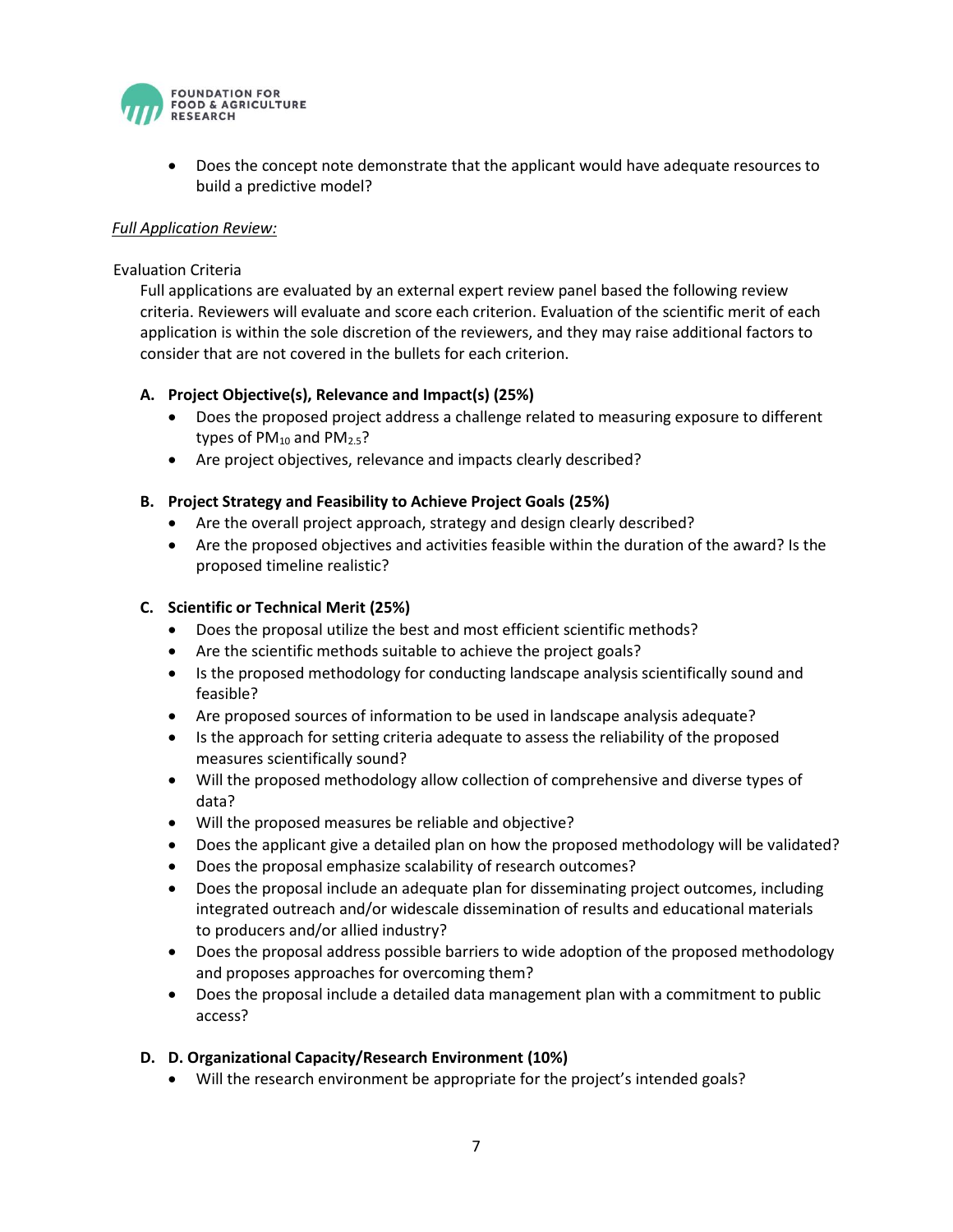- Does the concept note demonstrate that the applicant would have adequate resources to build a predictive model?

*Full Application Review:*

Evaluation Criteria

Full applications are evaluated by an external expert review panel based the following review criteria. Reviewers will evaluate and score each criterion. Evaluation of the scientific merit of each application is within the sole discretion of the reviewers, and they may raise additional factors to consider that are not covered in the bullets for each criterion.

**A. Project Objective(s), Relevance and Impact(s) (25%)**

- Does the proposed project address a challenge related to measuring exposure to different types of $PM_{10}$ and $PM_{2.5}$?
- Are project objectives, relevance and impacts clearly described?

**B. Project Strategy and Feasibility to Achieve Project Goals (25%)**

- Are the overall project approach, strategy and design clearly described?
- Are the proposed objectives and activities feasible within the duration of the award? Is the proposed timeline realistic?

**C. Scientific or Technical Merit (25%)**

- Does the proposal utilize the best and most efficient scientific methods?
- Are the scientific methods suitable to achieve the project goals?
- Is the proposed methodology for conducting landscape analysis scientifically sound and feasible?
- Are proposed sources of information to be used in landscape analysis adequate?
- Is the approach for setting criteria adequate to assess the reliability of the proposed measures scientifically sound?
- Will the proposed methodology allow collection of comprehensive and diverse types of data?
- Will the proposed measures be reliable and objective?
- Does the applicant give a detailed plan on how the proposed methodology will be validated?
- Does the proposal emphasize scalability of research outcomes?
- Does the proposal include an adequate plan for disseminating project outcomes, including integrated outreach and/or widescale dissemination of results and educational materials to producers and/or allied industry?
- Does the proposal address possible barriers to wide adoption of the proposed methodology and proposes approaches for overcoming them?
- Does the proposal include a detailed data management plan with a commitment to public access?

**D. D. Organizational Capacity/Research Environment (10%)**

- Will the research environment be appropriate for the project's intended goals?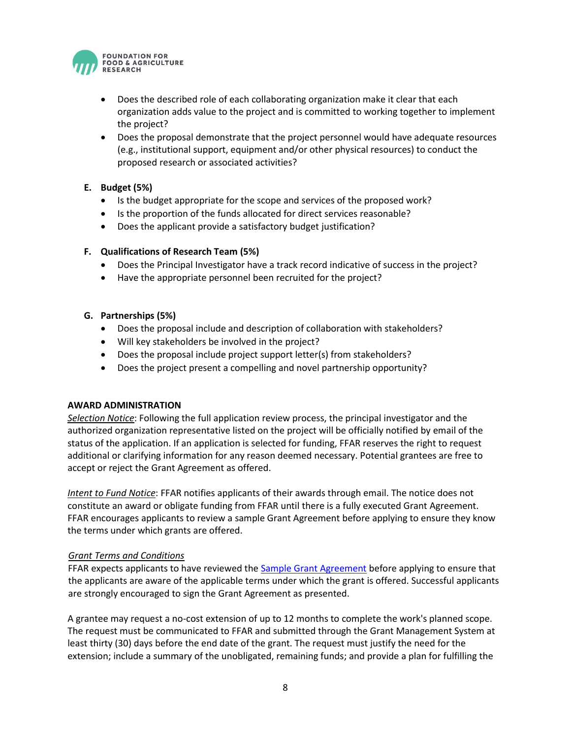- Does the described role of each collaborating organization make it clear that each organization adds value to the project and is committed to working together to implement the project?
- Does the proposal demonstrate that the project personnel would have adequate resources (e.g., institutional support, equipment and/or other physical resources) to conduct the proposed research or associated activities?

**E. Budget (5%)**

- Is the budget appropriate for the scope and services of the proposed work?
- Is the proportion of the funds allocated for direct services reasonable?
- Does the applicant provide a satisfactory budget justification?

**F. Qualifications of Research Team (5%)**

- Does the Principal Investigator have a track record indicative of success in the project?
- Have the appropriate personnel been recruited for the project?

**G. Partnerships (5%)**

- Does the proposal include and description of collaboration with stakeholders?
- Will key stakeholders be involved in the project?
- Does the proposal include project support letter(s) from stakeholders?
- Does the project present a compelling and novel partnership opportunity?

**AWARD ADMINISTRATION**

*Selection Notice*: Following the full application review process, the principal investigator and the authorized organization representative listed on the project will be officially notified by email of the status of the application. If an application is selected for funding, FFAR reserves the right to request additional or clarifying information for any reason deemed necessary. Potential grantees are free to accept or reject the Grant Agreement as offered.

*Intent to Fund Notice*: FFAR notifies applicants of their awards through email. The notice does not constitute an award or obligate funding from FFAR until there is a fully executed Grant Agreement. FFAR encourages applicants to review a sample Grant Agreement before applying to ensure they know the terms under which grants are offered.

*Grant Terms and Conditions*

FFAR expects applicants to have reviewed the [Sample Grant Agreement] before applying to ensure that the applicants are aware of the applicable terms under which the grant is offered. Successful applicants are strongly encouraged to sign the Grant Agreement as presented.

A grantee may request a no-cost extension of up to 12 months to complete the work's planned scope. The request must be communicated to FFAR and submitted through the Grant Management System at least thirty (30) days before the end date of the grant. The request must justify the need for the extension; include a summary of the unobligated, remaining funds; and provide a plan for fulfilling the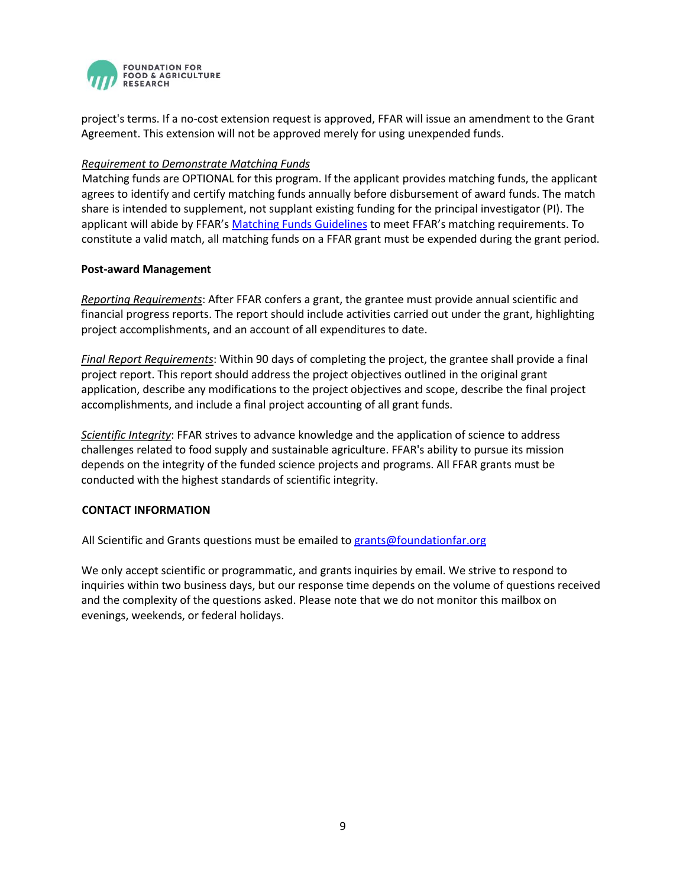project's terms. If a no-cost extension request is approved, FFAR will issue an amendment to the Grant Agreement. This extension will not be approved merely for using unexpended funds.

*Requirement to Demonstrate Matching Funds*

Matching funds are OPTIONAL for this program. If the applicant provides matching funds, the applicant agrees to identify and certify matching funds annually before disbursement of award funds. The match share is intended to supplement, not supplant existing funding for the principal investigator (PI). The applicant will abide by FFAR's Matching Funds Guidelines to meet FFAR's matching requirements. To constitute a valid match, all matching funds on a FFAR grant must be expended during the grant period.

**Post-award Management**

*Reporting Requirements*: After FFAR confers a grant, the grantee must provide annual scientific and financial progress reports. The report should include activities carried out under the grant, highlighting project accomplishments, and an account of all expenditures to date.

*Final Report Requirements*: Within 90 days of completing the project, the grantee shall provide a final project report. This report should address the project objectives outlined in the original grant application, describe any modifications to the project objectives and scope, describe the final project accomplishments, and include a final project accounting of all grant funds.

*Scientific Integrity*: FFAR strives to advance knowledge and the application of science to address challenges related to food supply and sustainable agriculture. FFAR's ability to pursue its mission depends on the integrity of the funded science projects and programs. All FFAR grants must be conducted with the highest standards of scientific integrity.

**CONTACT INFORMATION**

All Scientific and Grants questions must be emailed to grants@foundationfar.org

We only accept scientific or programmatic, and grants inquiries by email. We strive to respond to inquiries within two business days, but our response time depends on the volume of questions received and the complexity of the questions asked. Please note that we do not monitor this mailbox on evenings, weekends, or federal holidays.